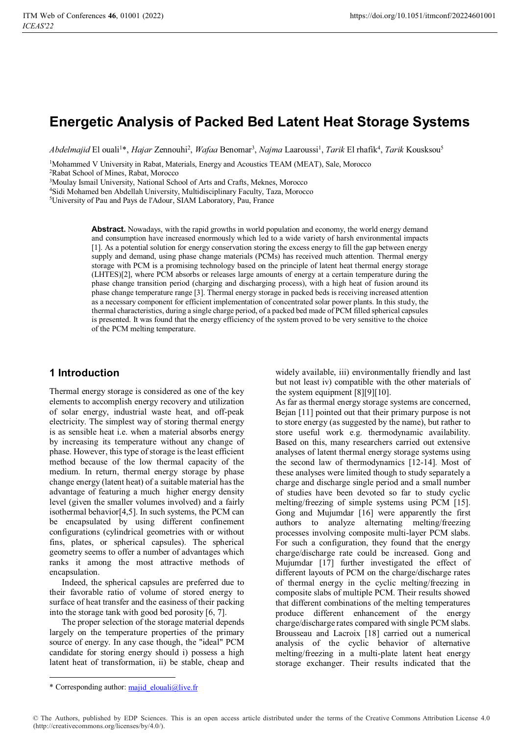# Energetic Analysis of Packed Bed Latent Heat Storage Systems

*Abdelmajid* El ouali[1]*, *Hajar* Zennouhi[2], *Wafaa* Benomar[3], *Najma* Laaroussi[1], *Tarik* El rhafik[4], *Tarik* Kousksou[5]

[1]Mohammed V University in Rabat, Materials, Energy and Acoustics TEAM (MEAT), Sale, Morocco
[2]Rabat School of Mines, Rabat, Morocco
[3]Moulay Ismail University, National School of Arts and Crafts, Meknes, Morocco
[4]Sidi Mohamed ben Abdellah University, Multidisciplinary Faculty, Taza, Morocco
[5]University of Pau and Pays de l'Adour, SIAM Laboratory, Pau, France

**Abstract.** Nowadays, with the rapid growths in world population and economy, the world energy demand and consumption have increased enormously which led to a wide variety of harsh environmental impacts [1]. As a potential solution for energy conservation storing the excess energy to fill the gap between energy supply and demand, using phase change materials (PCMs) has received much attention. Thermal energy storage with PCM is a promising technology based on the principle of latent heat thermal energy storage (LHTES)[2], where PCM absorbs or releases large amounts of energy at a certain temperature during the phase change transition period (charging and discharging process), with a high heat of fusion around its phase change temperature range [3]. Thermal energy storage in packed beds is receiving increased attention as a necessary component for efficient implementation of concentrated solar power plants. In this study, the thermal characteristics, during a single charge period, of a packed bed made of PCM filled spherical capsules is presented. It was found that the energy efficiency of the system proved to be very sensitive to the choice of the PCM melting temperature.

## 1 Introduction

Thermal energy storage is considered as one of the key elements to accomplish energy recovery and utilization of solar energy, industrial waste heat, and off-peak electricity. The simplest way of storing thermal energy is as sensible heat i.e. when a material absorbs energy by increasing its temperature without any change of phase. However, this type of storage is the least efficient method because of the low thermal capacity of the medium. In return, thermal energy storage by phase change energy (latent heat) of a suitable material has the advantage of featuring a much higher energy density level (given the smaller volumes involved) and a fairly isothermal behavior[4,5]. In such systems, the PCM can be encapsulated by using different confinement configurations (cylindrical geometries with or without fins, plates, or spherical capsules). The spherical geometry seems to offer a number of advantages which ranks it among the most attractive methods of encapsulation.

Indeed, the spherical capsules are preferred due to their favorable ratio of volume of stored energy to surface of heat transfer and the easiness of their packing into the storage tank with good bed porosity [6, 7].

The proper selection of the storage material depends largely on the temperature properties of the primary source of energy. In any case though, the "ideal" PCM candidate for storing energy should i) possess a high latent heat of transformation, ii) be stable, cheap and widely available, iii) environmentally friendly and last but not least iv) compatible with the other materials of the system equipment [8][9][10].

As far as thermal energy storage systems are concerned, Bejan [11] pointed out that their primary purpose is not to store energy (as suggested by the name), but rather to store useful work e.g. thermodynamic availability. Based on this, many researchers carried out extensive analyses of latent thermal energy storage systems using the second law of thermodynamics [12-14]. Most of these analyses were limited though to study separately a charge and discharge single period and a small number of studies have been devoted so far to study cyclic melting/freezing of simple systems using PCM [15]. Gong and Mujumdar [16] were apparently the first authors to analyze alternating melting/freezing processes involving composite multi-layer PCM slabs. For such a configuration, they found that the energy charge/discharge rate could be increased. Gong and Mujumdar [17] further investigated the effect of different layouts of PCM on the charge/discharge rates of thermal energy in the cyclic melting/freezing in composite slabs of multiple PCM. Their results showed that different combinations of the melting temperatures produce different enhancement of the energy charge/discharge rates compared with single PCM slabs. Brousseau and Lacroix [18] carried out a numerical analysis of the cyclic behavior of alternative melting/freezing in a multi-plate latent heat energy storage exchanger. Their results indicated that the

* Corresponding author: majid_elouali@live.fr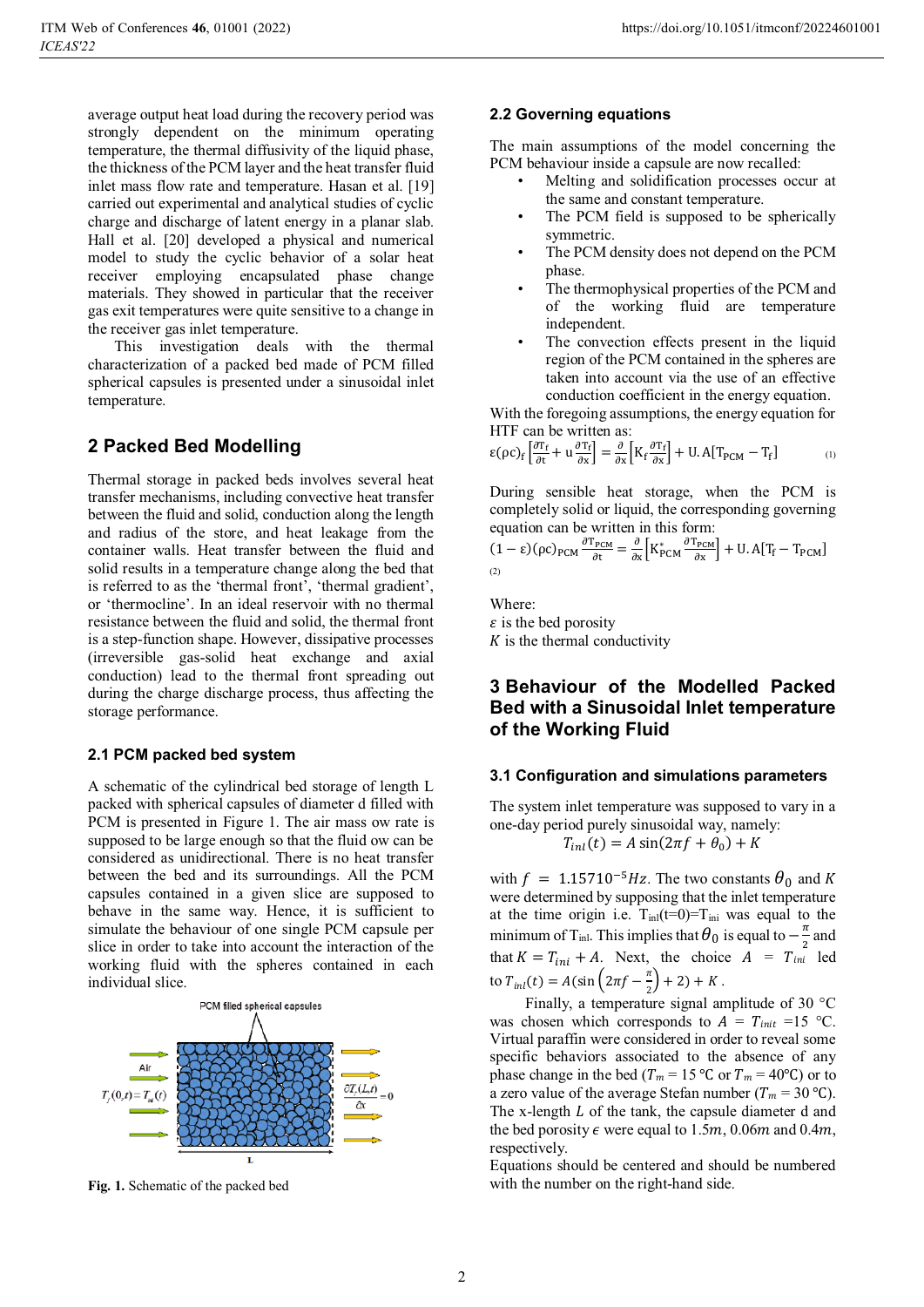average output heat load during the recovery period was strongly dependent on the minimum operating temperature, the thermal diffusivity of the liquid phase, the thickness of the PCM layer and the heat transfer fluid inlet mass flow rate and temperature. Hasan et al. [19] carried out experimental and analytical studies of cyclic charge and discharge of latent energy in a planar slab. Hall et al. [20] developed a physical and numerical model to study the cyclic behavior of a solar heat receiver employing encapsulated phase change materials. They showed in particular that the receiver gas exit temperatures were quite sensitive to a change in the receiver gas inlet temperature.

This investigation deals with the thermal characterization of a packed bed made of PCM filled spherical capsules is presented under a sinusoidal inlet temperature.

## 2 Packed Bed Modelling

Thermal storage in packed beds involves several heat transfer mechanisms, including convective heat transfer between the fluid and solid, conduction along the length and radius of the store, and heat leakage from the container walls. Heat transfer between the fluid and solid results in a temperature change along the bed that is referred to as the 'thermal front', 'thermal gradient', or 'thermocline'. In an ideal reservoir with no thermal resistance between the fluid and solid, the thermal front is a step-function shape. However, dissipative processes (irreversible gas-solid heat exchange and axial conduction) lead to the thermal front spreading out during the charge discharge process, thus affecting the storage performance.

### 2.1 PCM packed bed system

A schematic of the cylindrical bed storage of length L packed with spherical capsules of diameter d filled with PCM is presented in Figure 1. The air mass ow rate is supposed to be large enough so that the fluid ow can be considered as unidirectional. There is no heat transfer between the bed and its surroundings. All the PCM capsules contained in a given slice are supposed to behave in the same way. Hence, it is sufficient to simulate the behaviour of one single PCM capsule per slice in order to take into account the interaction of the working fluid with the spheres contained in each individual slice.

Fig. 1. Schematic of the packed bed

### 2.2 Governing equations

The main assumptions of the model concerning the PCM behaviour inside a capsule are now recalled:

- Melting and solidification processes occur at the same and constant temperature.
- The PCM field is supposed to be spherically symmetric.
- The PCM density does not depend on the PCM phase.
- The thermophysical properties of the PCM and of the working fluid are temperature independent.
- The convection effects present in the liquid region of the PCM contained in the spheres are taken into account via the use of an effective conduction coefficient in the energy equation.

With the foregoing assumptions, the energy equation for HTF can be written as:

$$\varepsilon(\rho c)_f\left[\frac{\partial T_f}{\partial t}+u\frac{\partial T_f}{\partial x}\right]=\frac{\partial}{\partial x}\left[K_f\frac{\partial T_f}{\partial x}\right]+U.A[T_{PCM}-T_f] \quad (1)$$

During sensible heat storage, when the PCM is completely solid or liquid, the corresponding governing equation can be written in this form:

$$(1-\varepsilon)(\rho c)_{PCM}\frac{\partial T_{PCM}}{\partial t}=\frac{\partial}{\partial x}\left[K^*_{PCM}\frac{\partial T_{PCM}}{\partial x}\right]+U.A[T_f-T_{PCM}] \quad (2)$$

Where:
$\varepsilon$ is the bed porosity
$K$ is the thermal conductivity

## 3 Behaviour of the Modelled Packed Bed with a Sinusoidal Inlet temperature of the Working Fluid

### 3.1 Configuration and simulations parameters

The system inlet temperature was supposed to vary in a one-day period purely sinusoidal way, namely:

$$T_{inl}(t)=A\sin(2\pi f+\theta_0)+K$$

with $f = 1.15710^{-5}Hz$. The two constants $\theta_0$ and $K$ were determined by supposing that the inlet temperature at the time origin i.e. $T_{inl}(t=0)=T_{ini}$ was equal to the minimum of $T_{inl}$. This implies that $\theta_0$ is equal to $-\frac{\pi}{2}$ and that $K = T_{ini} + A$. Next, the choice $A = T_{ini}$ led to $T_{inl}(t) = A(\sin\left(2\pi f - \frac{\pi}{2}\right) + 2) + K$.

Finally, a temperature signal amplitude of 30 °C was chosen which corresponds to $A = T_{init} = 15$ °C. Virtual paraffin were considered in order to reveal some specific behaviors associated to the absence of any phase change in the bed ($T_m = 15$ ℃ or $T_m = 40$℃) or to a zero value of the average Stefan number ($T_m = 30$ ℃). The x-length $L$ of the tank, the capsule diameter d and the bed porosity $\epsilon$ were equal to $1.5m$, $0.06m$ and $0.4m$, respectively.

Equations should be centered and should be numbered with the number on the right-hand side.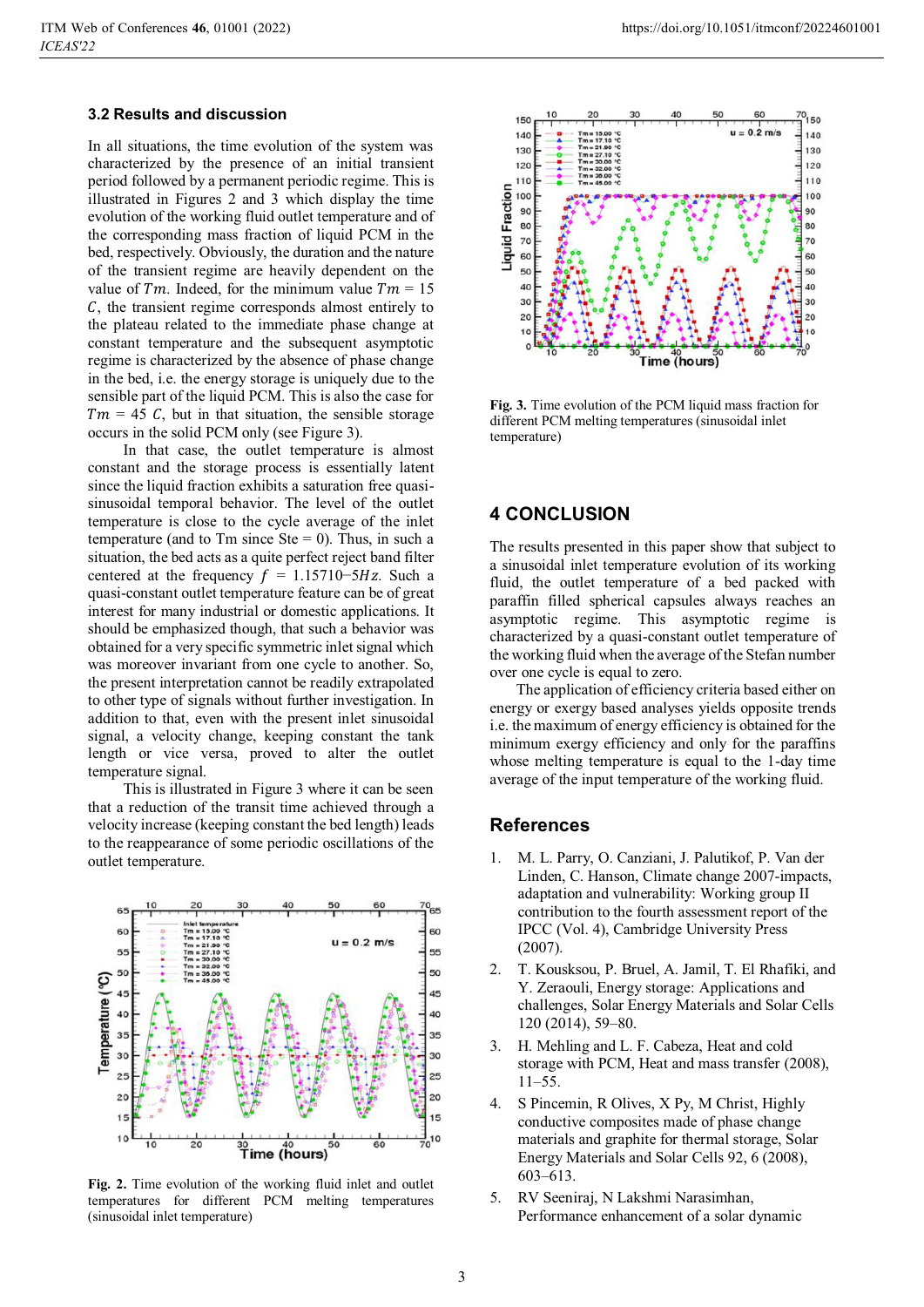### 3.2 Results and discussion

In all situations, the time evolution of the system was characterized by the presence of an initial transient period followed by a permanent periodic regime. This is illustrated in Figures 2 and 3 which display the time evolution of the working fluid outlet temperature and of the corresponding mass fraction of liquid PCM in the bed, respectively. Obviously, the duration and the nature of the transient regime are heavily dependent on the value of $Tm$. Indeed, for the minimum value $Tm$ = 15 $C$, the transient regime corresponds almost entirely to the plateau related to the immediate phase change at constant temperature and the subsequent asymptotic regime is characterized by the absence of phase change in the bed, i.e. the energy storage is uniquely due to the sensible part of the liquid PCM. This is also the case for $Tm$ = 45 $C$, but in that situation, the sensible storage occurs in the solid PCM only (see Figure 3).

In that case, the outlet temperature is almost constant and the storage process is essentially latent since the liquid fraction exhibits a saturation free quasi-sinusoidal temporal behavior. The level of the outlet temperature is close to the cycle average of the inlet temperature (and to Tm since Ste = 0). Thus, in such a situation, the bed acts as a quite perfect reject band filter centered at the frequency $f$ = 1.15710−5$Hz$. Such a quasi-constant outlet temperature feature can be of great interest for many industrial or domestic applications. It should be emphasized though, that such a behavior was obtained for a very specific symmetric inlet signal which was moreover invariant from one cycle to another. So, the present interpretation cannot be readily extrapolated to other type of signals without further investigation. In addition to that, even with the present inlet sinusoidal signal, a velocity change, keeping constant the tank length or vice versa, proved to alter the outlet temperature signal.

This is illustrated in Figure 3 where it can be seen that a reduction of the transit time achieved through a velocity increase (keeping constant the bed length) leads to the reappearance of some periodic oscillations of the outlet temperature.

**Fig. 2.** Time evolution of the working fluid inlet and outlet temperatures for different PCM melting temperatures (sinusoidal inlet temperature)

**Fig. 3.** Time evolution of the PCM liquid mass fraction for different PCM melting temperatures (sinusoidal inlet temperature)

## 4 CONCLUSION

The results presented in this paper show that subject to a sinusoidal inlet temperature evolution of its working fluid, the outlet temperature of a bed packed with paraffin filled spherical capsules always reaches an asymptotic regime. This asymptotic regime is characterized by a quasi-constant outlet temperature of the working fluid when the average of the Stefan number over one cycle is equal to zero.

The application of efficiency criteria based either on energy or exergy based analyses yields opposite trends i.e. the maximum of energy efficiency is obtained for the minimum exergy efficiency and only for the paraffins whose melting temperature is equal to the 1-day time average of the input temperature of the working fluid.

## References

1. M. L. Parry, O. Canziani, J. Palutikof, P. Van der Linden, C. Hanson, Climate change 2007-impacts, adaptation and vulnerability: Working group II contribution to the fourth assessment report of the IPCC (Vol. 4), Cambridge University Press (2007).
2. T. Kousksou, P. Bruel, A. Jamil, T. El Rhafiki, and Y. Zeraouli, Energy storage: Applications and challenges, Solar Energy Materials and Solar Cells 120 (2014), 59–80.
3. H. Mehling and L. F. Cabeza, Heat and cold storage with PCM, Heat and mass transfer (2008), 11–55.
4. S Pincemin, R Olives, X Py, M Christ, Highly conductive composites made of phase change materials and graphite for thermal storage, Solar Energy Materials and Solar Cells 92, 6 (2008), 603–613.
5. RV Seeniraj, N Lakshmi Narasimhan, Performance enhancement of a solar dynamic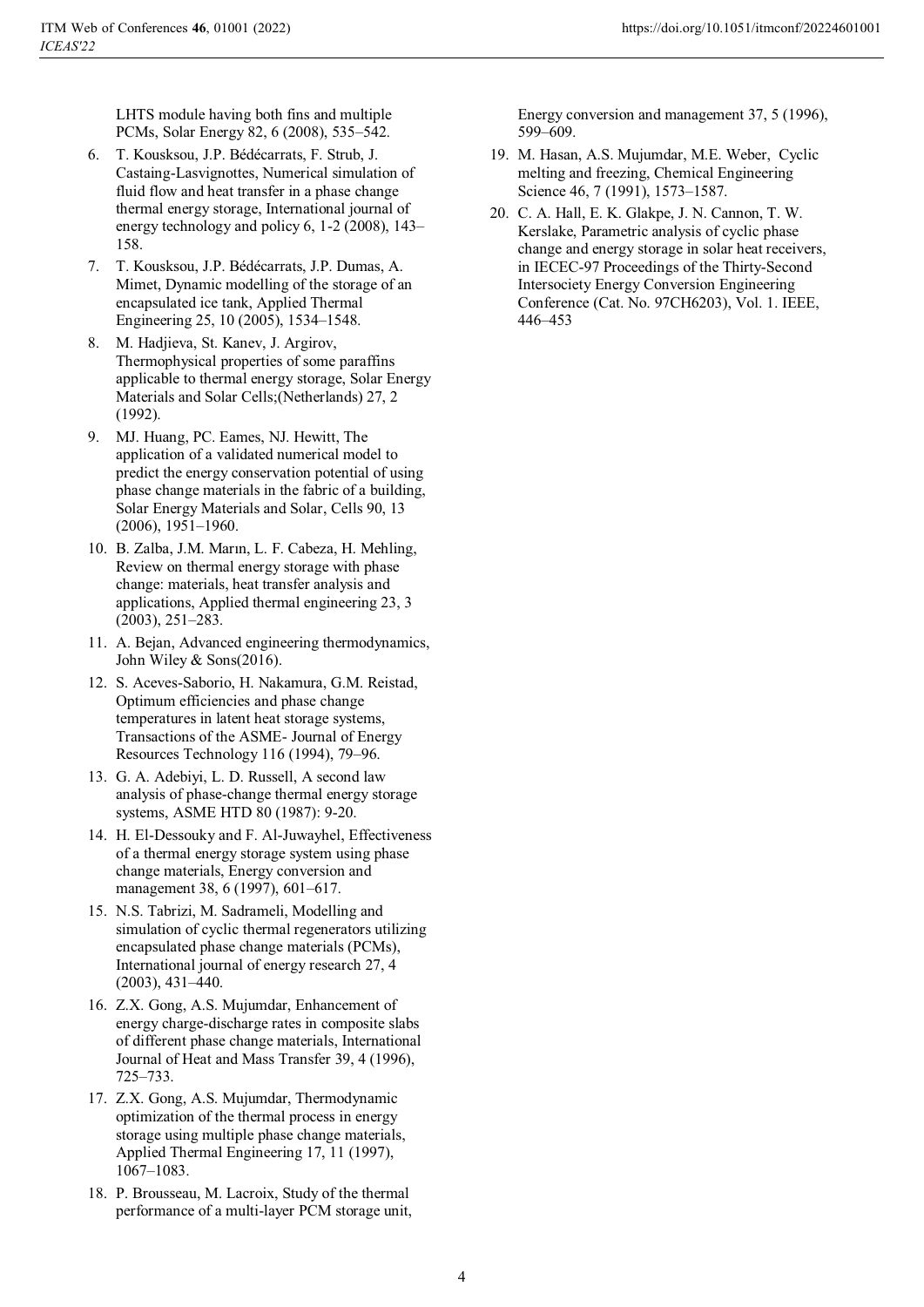LHTS module having both fins and multiple PCMs, Solar Energy 82, 6 (2008), 535–542.

6. T. Kousksou, J.P. Bédécarrats, F. Strub, J. Castaing-Lasvignottes, Numerical simulation of fluid flow and heat transfer in a phase change thermal energy storage, International journal of energy technology and policy 6, 1-2 (2008), 143–158.
7. T. Kousksou, J.P. Bédécarrats, J.P. Dumas, A. Mimet, Dynamic modelling of the storage of an encapsulated ice tank, Applied Thermal Engineering 25, 10 (2005), 1534–1548.
8. M. Hadjieva, St. Kanev, J. Argirov, Thermophysical properties of some paraffins applicable to thermal energy storage, Solar Energy Materials and Solar Cells;(Netherlands) 27, 2 (1992).
9. MJ. Huang, PC. Eames, NJ. Hewitt, The application of a validated numerical model to predict the energy conservation potential of using phase change materials in the fabric of a building, Solar Energy Materials and Solar, Cells 90, 13 (2006), 1951–1960.
10. B. Zalba, J.M. Marın, L. F. Cabeza, H. Mehling, Review on thermal energy storage with phase change: materials, heat transfer analysis and applications, Applied thermal engineering 23, 3 (2003), 251–283.
11. A. Bejan, Advanced engineering thermodynamics, John Wiley & Sons(2016).
12. S. Aceves-Saborio, H. Nakamura, G.M. Reistad, Optimum efficiencies and phase change temperatures in latent heat storage systems, Transactions of the ASME- Journal of Energy Resources Technology 116 (1994), 79–96.
13. G. A. Adebiyi, L. D. Russell, A second law analysis of phase-change thermal energy storage systems, ASME HTD 80 (1987): 9-20.
14. H. El-Dessouky and F. Al-Juwayhel, Effectiveness of a thermal energy storage system using phase change materials, Energy conversion and management 38, 6 (1997), 601–617.
15. N.S. Tabrizi, M. Sadrameli, Modelling and simulation of cyclic thermal regenerators utilizing encapsulated phase change materials (PCMs), International journal of energy research 27, 4 (2003), 431–440.
16. Z.X. Gong, A.S. Mujumdar, Enhancement of energy charge-discharge rates in composite slabs of different phase change materials, International Journal of Heat and Mass Transfer 39, 4 (1996), 725–733.
17. Z.X. Gong, A.S. Mujumdar, Thermodynamic optimization of the thermal process in energy storage using multiple phase change materials, Applied Thermal Engineering 17, 11 (1997), 1067–1083.
18. P. Brousseau, M. Lacroix, Study of the thermal performance of a multi-layer PCM storage unit, Energy conversion and management 37, 5 (1996), 599–609.
19. M. Hasan, A.S. Mujumdar, M.E. Weber, Cyclic melting and freezing, Chemical Engineering Science 46, 7 (1991), 1573–1587.
20. C. A. Hall, E. K. Glakpe, J. N. Cannon, T. W. Kerslake, Parametric analysis of cyclic phase change and energy storage in solar heat receivers, in IECEC-97 Proceedings of the Thirty-Second Intersociety Energy Conversion Engineering Conference (Cat. No. 97CH6203), Vol. 1. IEEE, 446–453